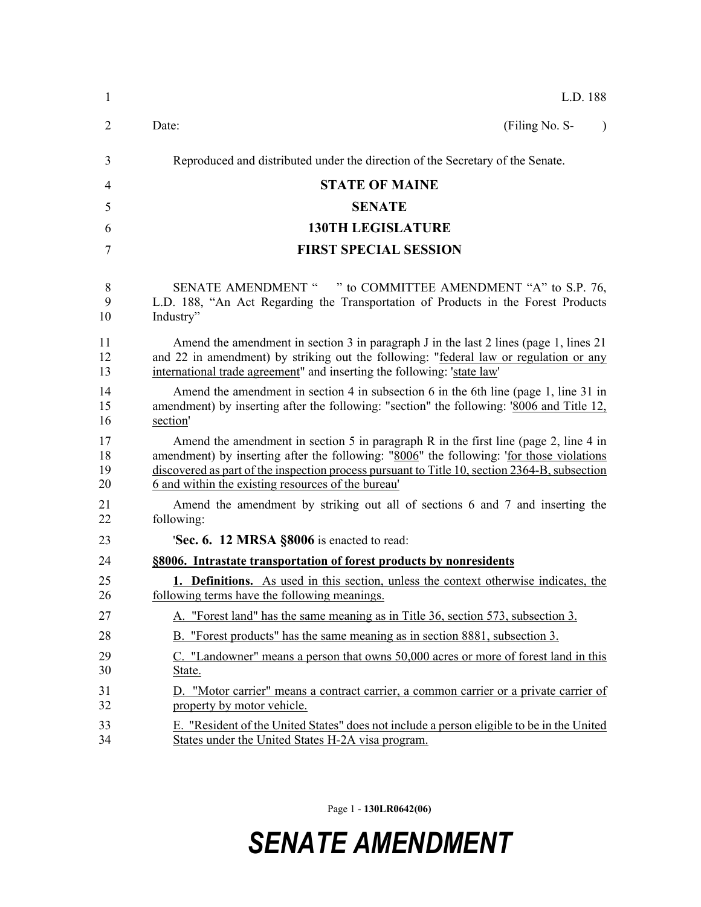L.D. 188

Date: (Filing No. S- )

Reproduced and distributed under the direction of the Secretary of the Senate.

**STATE OF MAINE**

**SENATE**

**130TH LEGISLATURE**

**FIRST SPECIAL SESSION**

SENATE AMENDMENT " " to COMMITTEE AMENDMENT "A" to S.P. 76, L.D. 188, "An Act Regarding the Transportation of Products in the Forest Products Industry"

Amend the amendment in section 3 in paragraph J in the last 2 lines (page 1, lines 21 and 22 in amendment) by striking out the following: "<u>federal law or regulation or any international trade agreement</u>" and inserting the following: '<u>state law</u>'

Amend the amendment in section 4 in subsection 6 in the 6th line (page 1, line 31 in amendment) by inserting after the following: "section" the following: '<u>8006 and Title 12, section</u>'

Amend the amendment in section 5 in paragraph R in the first line (page 2, line 4 in amendment) by inserting after the following: "<u>8006</u>" the following: '<u>for those violations discovered as part of the inspection process pursuant to Title 10, section 2364-B, subsection 6 and within the existing resources of the bureau</u>'

Amend the amendment by striking out all of sections 6 and 7 and inserting the following:

'**Sec. 6. 12 MRSA §8006** is enacted to read:

**<u>§8006. Intrastate transportation of forest products by nonresidents</u>**

<u>**1. Definitions.** As used in this section, unless the context otherwise indicates, the following terms have the following meanings.</u>

<u>A. "Forest land" has the same meaning as in Title 36, section 573, subsection 3.</u>

<u>B. "Forest products" has the same meaning as in section 8881, subsection 3.</u>

<u>C. "Landowner" means a person that owns 50,000 acres or more of forest land in this State.</u>

<u>D. "Motor carrier" means a contract carrier, a common carrier or a private carrier of property by motor vehicle.</u>

<u>E. "Resident of the United States" does not include a person eligible to be in the United States under the United States H-2A visa program.</u>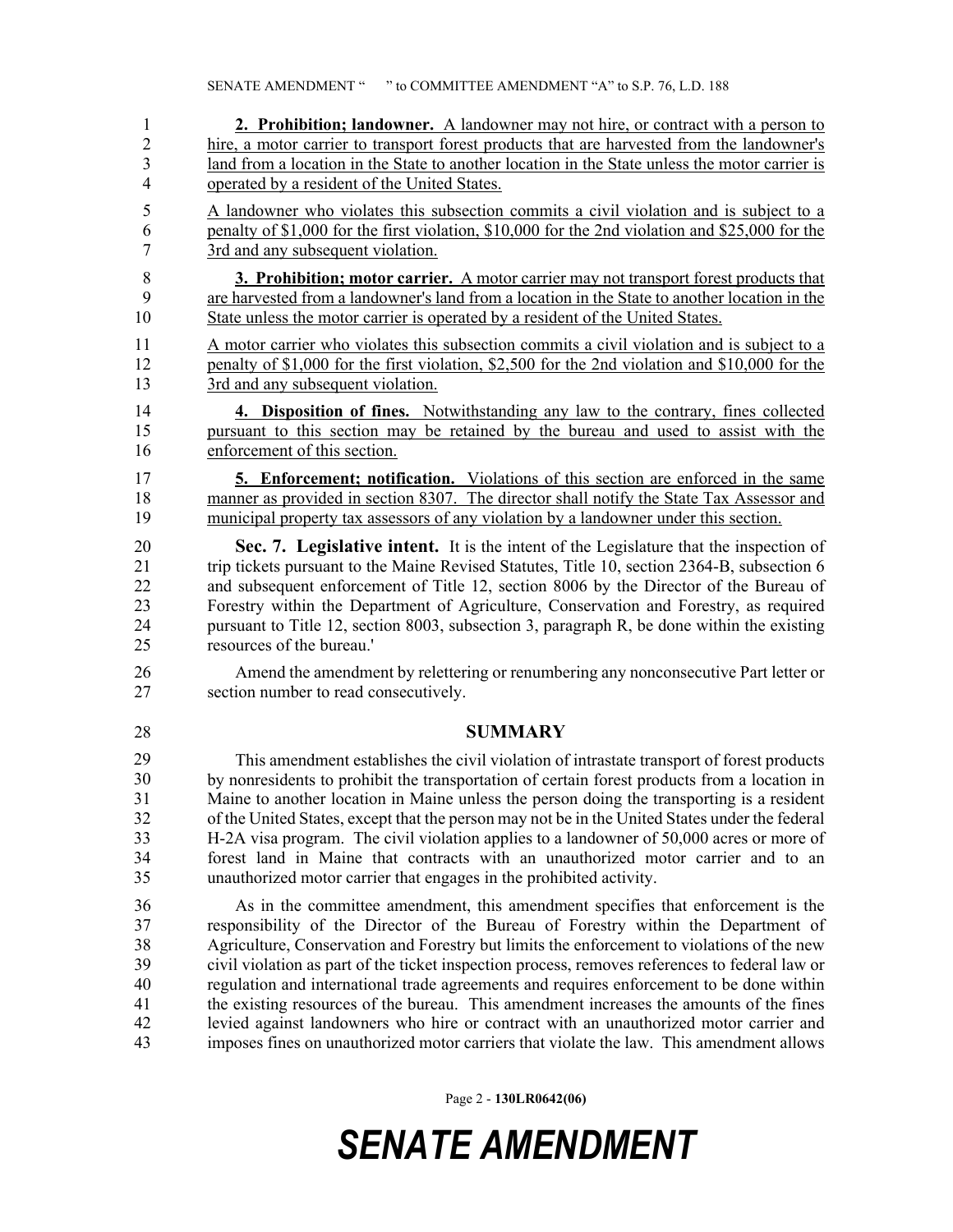**2. Prohibition; landowner.** A landowner may not hire, or contract with a person to hire, a motor carrier to transport forest products that are harvested from the landowner's land from a location in the State to another location in the State unless the motor carrier is operated by a resident of the United States.

A landowner who violates this subsection commits a civil violation and is subject to a penalty of $1,000 for the first violation, $10,000 for the 2nd violation and $25,000 for the 3rd and any subsequent violation.

**3. Prohibition; motor carrier.** A motor carrier may not transport forest products that are harvested from a landowner's land from a location in the State to another location in the State unless the motor carrier is operated by a resident of the United States.

A motor carrier who violates this subsection commits a civil violation and is subject to a penalty of $1,000 for the first violation, $2,500 for the 2nd violation and $10,000 for the 3rd and any subsequent violation.

**4. Disposition of fines.** Notwithstanding any law to the contrary, fines collected pursuant to this section may be retained by the bureau and used to assist with the enforcement of this section.

**5. Enforcement; notification.** Violations of this section are enforced in the same manner as provided in section 8307. The director shall notify the State Tax Assessor and municipal property tax assessors of any violation by a landowner under this section.

**Sec. 7. Legislative intent.** It is the intent of the Legislature that the inspection of trip tickets pursuant to the Maine Revised Statutes, Title 10, section 2364-B, subsection 6 and subsequent enforcement of Title 12, section 8006 by the Director of the Bureau of Forestry within the Department of Agriculture, Conservation and Forestry, as required pursuant to Title 12, section 8003, subsection 3, paragraph R, be done within the existing resources of the bureau.'

Amend the amendment by relettering or renumbering any nonconsecutive Part letter or section number to read consecutively.

## SUMMARY

This amendment establishes the civil violation of intrastate transport of forest products by nonresidents to prohibit the transportation of certain forest products from a location in Maine to another location in Maine unless the person doing the transporting is a resident of the United States, except that the person may not be in the United States under the federal H-2A visa program. The civil violation applies to a landowner of 50,000 acres or more of forest land in Maine that contracts with an unauthorized motor carrier and to an unauthorized motor carrier that engages in the prohibited activity.

As in the committee amendment, this amendment specifies that enforcement is the responsibility of the Director of the Bureau of Forestry within the Department of Agriculture, Conservation and Forestry but limits the enforcement to violations of the new civil violation as part of the ticket inspection process, removes references to federal law or regulation and international trade agreements and requires enforcement to be done within the existing resources of the bureau. This amendment increases the amounts of the fines levied against landowners who hire or contract with an unauthorized motor carrier and imposes fines on unauthorized motor carriers that violate the law. This amendment allows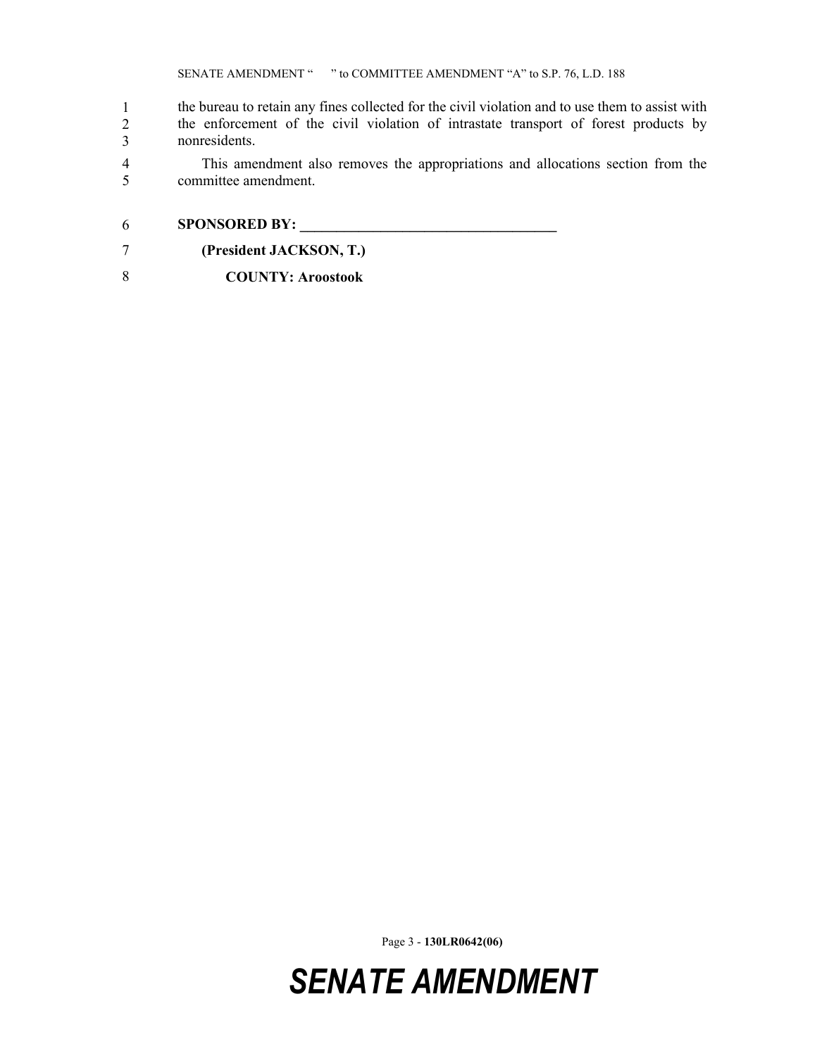the bureau to retain any fines collected for the civil violation and to use them to assist with the enforcement of the civil violation of intrastate transport of forest products by nonresidents.

This amendment also removes the appropriations and allocations section from the committee amendment.

**SPONSORED BY: ____________________________________**

**(President JACKSON, T.)**

**COUNTY: Aroostook**